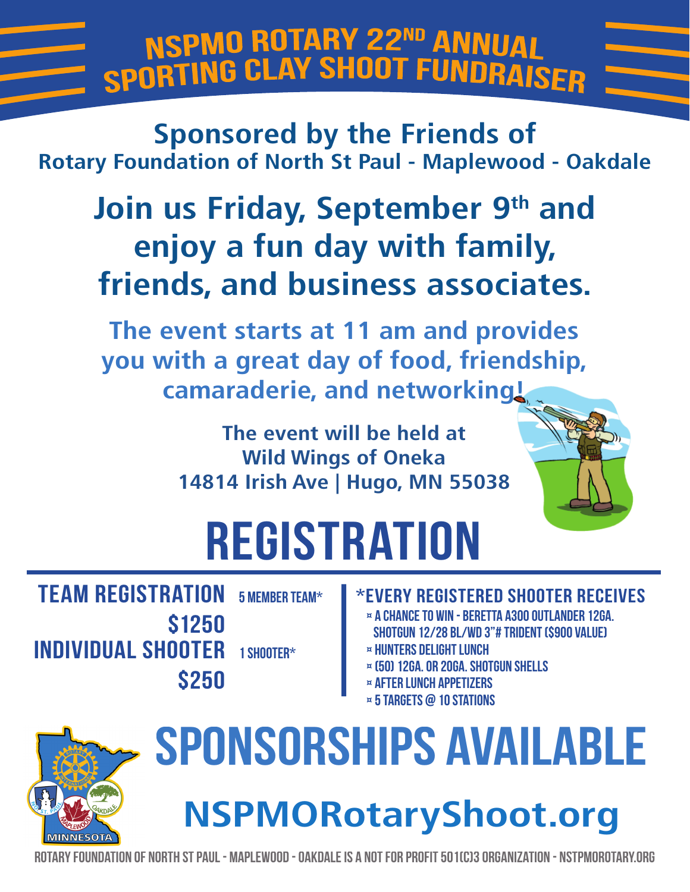# NSPMO ROTARY 22ND ANNUAL SPORTING CLAY SHOOT FUNDRAISER

## Sponsored by the Friends of
### Rotary Foundation of North St Paul - Maplewood - Oakdale

## Join us Friday, September 9th and enjoy a fun day with family, friends, and business associates.

**The event starts at 11 am and provides you with a great day of food, friendship, camaraderie, and networking!**

**The event will be held at**
**Wild Wings of Oneka**
**14814 Irish Ave | Hugo, MN 55038**

# REGISTRATION

**TEAM REGISTRATION** 5 MEMBER TEAM*
**$1250**

**INDIVIDUAL SHOOTER** 1 SHOOTER*
**$250**

**\*EVERY REGISTERED SHOOTER RECEIVES**

- A CHANCE TO WIN - BERETTA A300 OUTLANDER 12GA. SHOTGUN 12/28 BL/WD 3"# TRIDENT ($900 VALUE)
- HUNTERS DELIGHT LUNCH
- (50) 12GA. OR 20GA. SHOTGUN SHELLS
- AFTER LUNCH APPETIZERS
- 5 TARGETS @ 10 STATIONS

# SPONSORSHIPS AVAILABLE

## NSPMORotaryShoot.org

ROTARY FOUNDATION OF NORTH ST PAUL - MAPLEWOOD - OAKDALE IS A NOT FOR PROFIT 501(C)3 ORGANIZATION - NSTPMOROTARY.ORG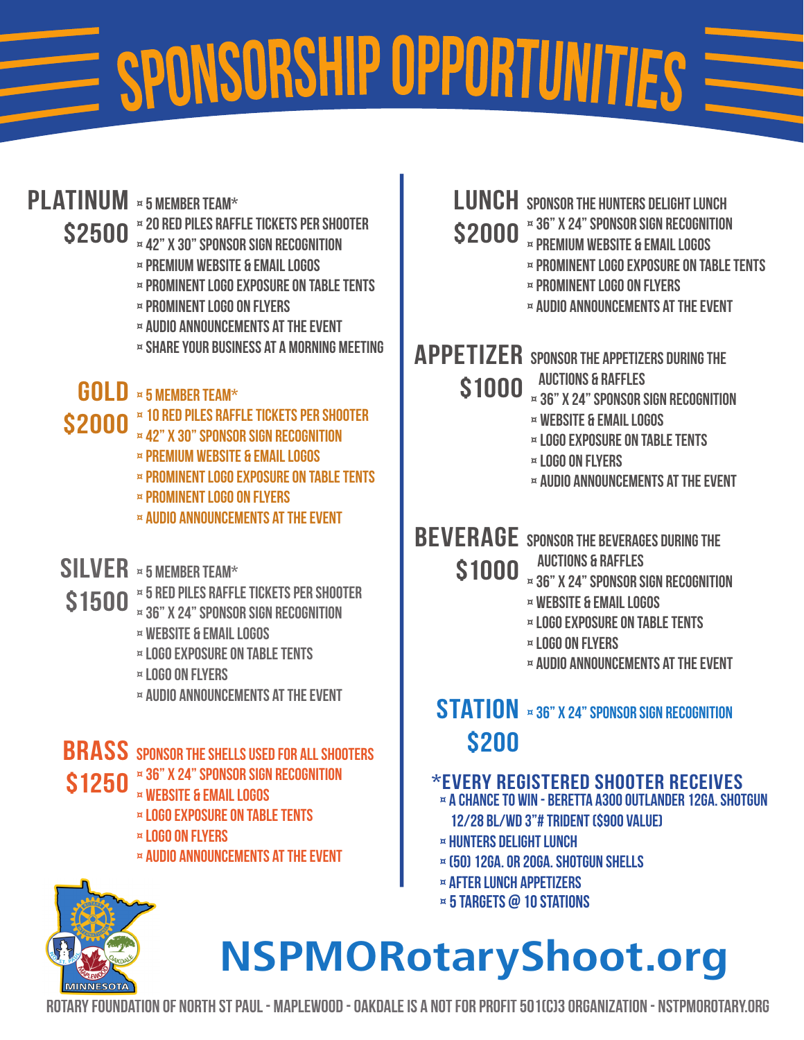# SPONSORSHIP OPPORTUNITIES

## PLATINUM $2500

- 5 MEMBER TEAM*
- 20 RED PILES RAFFLE TICKETS PER SHOOTER
- 42" X 30" SPONSOR SIGN RECOGNITION
- PREMIUM WEBSITE & EMAIL LOGOS
- PROMINENT LOGO EXPOSURE ON TABLE TENTS
- PROMINENT LOGO ON FLYERS
- AUDIO ANNOUNCEMENTS AT THE EVENT
- SHARE YOUR BUSINESS AT A MORNING MEETING

## GOLD $2000

- 5 MEMBER TEAM*
- 10 RED PILES RAFFLE TICKETS PER SHOOTER
- 42" X 30" SPONSOR SIGN RECOGNITION
- PREMIUM WEBSITE & EMAIL LOGOS
- PROMINENT LOGO EXPOSURE ON TABLE TENTS
- PROMINENT LOGO ON FLYERS
- AUDIO ANNOUNCEMENTS AT THE EVENT

## SILVER $1500

- 5 MEMBER TEAM*
- 5 RED PILES RAFFLE TICKETS PER SHOOTER
- 36" X 24" SPONSOR SIGN RECOGNITION
- WEBSITE & EMAIL LOGOS
- LOGO EXPOSURE ON TABLE TENTS
- LOGO ON FLYERS
- AUDIO ANNOUNCEMENTS AT THE EVENT

## BRASS $1250

SPONSOR THE SHELLS USED FOR ALL SHOOTERS

- 36" X 24" SPONSOR SIGN RECOGNITION
- WEBSITE & EMAIL LOGOS
- LOGO EXPOSURE ON TABLE TENTS
- LOGO ON FLYERS
- AUDIO ANNOUNCEMENTS AT THE EVENT

## LUNCH $2000

SPONSOR THE HUNTERS DELIGHT LUNCH

- 36" X 24" SPONSOR SIGN RECOGNITION
- PREMIUM WEBSITE & EMAIL LOGOS
- PROMINENT LOGO EXPOSURE ON TABLE TENTS
- PROMINENT LOGO ON FLYERS
- AUDIO ANNOUNCEMENTS AT THE EVENT

## APPETIZER $1000

SPONSOR THE APPETIZERS DURING THE AUCTIONS & RAFFLES

- 36" X 24" SPONSOR SIGN RECOGNITION
- WEBSITE & EMAIL LOGOS
- LOGO EXPOSURE ON TABLE TENTS
- LOGO ON FLYERS
- AUDIO ANNOUNCEMENTS AT THE EVENT

## BEVERAGE $1000

SPONSOR THE BEVERAGES DURING THE AUCTIONS & RAFFLES

- 36" X 24" SPONSOR SIGN RECOGNITION
- WEBSITE & EMAIL LOGOS
- LOGO EXPOSURE ON TABLE TENTS
- LOGO ON FLYERS
- AUDIO ANNOUNCEMENTS AT THE EVENT

## STATION $200

- 36" X 24" SPONSOR SIGN RECOGNITION

### *EVERY REGISTERED SHOOTER RECEIVES

- A CHANCE TO WIN - BERETTA A300 OUTLANDER 12GA. SHOTGUN 12/28 BL/WD 3"# TRIDENT ($900 VALUE)
- HUNTERS DELIGHT LUNCH
- (50) 12GA. OR 20GA. SHOTGUN SHELLS
- AFTER LUNCH APPETIZERS
- 5 TARGETS @ 10 STATIONS

**NSPMORotaryShoot.org**

ROTARY FOUNDATION OF NORTH ST PAUL - MAPLEWOOD - OAKDALE IS A NOT FOR PROFIT 501(C)3 ORGANIZATION - NSTPMOROTARY.ORG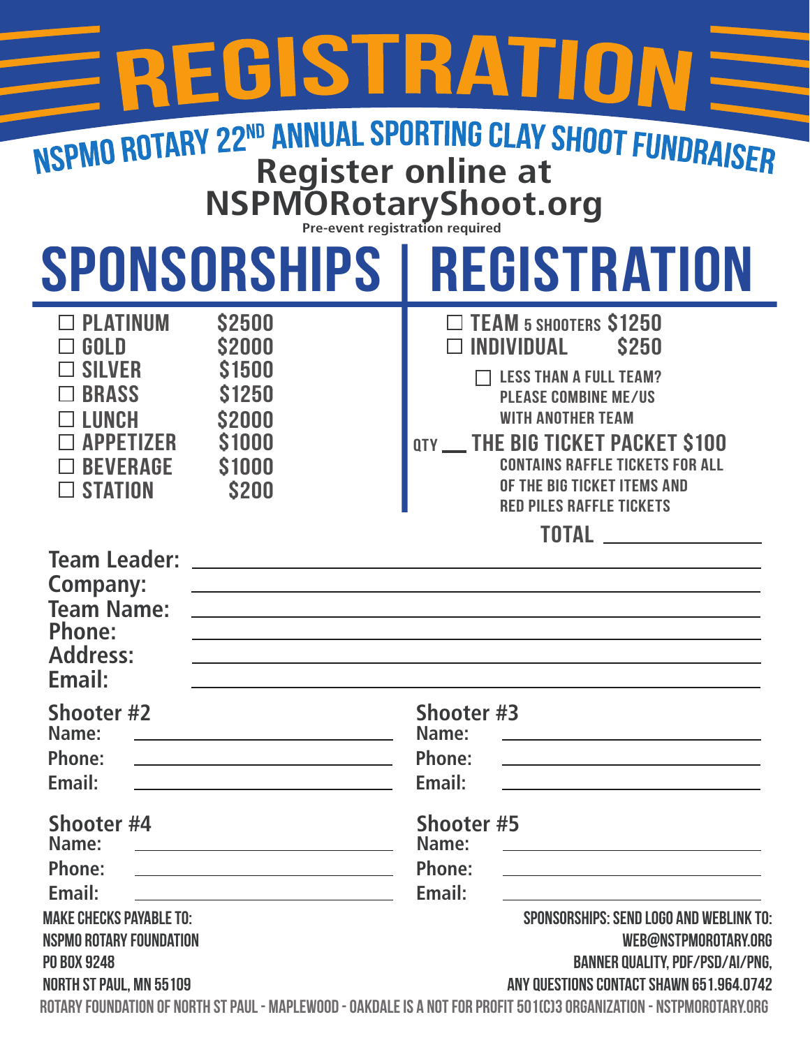# REGISTRATION

## NSPMO ROTARY 22ND ANNUAL SPORTING CLAY SHOOT FUNDRAISER

**Register online at NSPMORotaryShoot.org**

Pre-event registration required

## SPONSORSHIPS

- ☐ PLATINUM $2500
- ☐ GOLD $2000
- ☐ SILVER $1500
- ☐ BRASS $1250
- ☐ LUNCH $2000
- ☐ APPETIZER $1000
- ☐ BEVERAGE $1000
- ☐ STATION $200

## REGISTRATION

- ☐ TEAM 5 SHOOTERS $1250
- ☐ INDIVIDUAL $250
  - ☐ LESS THAN A FULL TEAM? PLEASE COMBINE ME/US WITH ANOTHER TEAM

QTY ___ THE BIG TICKET PACKET $100
CONTAINS RAFFLE TICKETS FOR ALL OF THE BIG TICKET ITEMS AND RED PILES RAFFLE TICKETS

TOTAL ___________

**Team Leader:** ___________
**Company:** ___________
**Team Name:** ___________
**Phone:** ___________
**Address:** ___________
**Email:** ___________

**Shooter #2**
Name: ___________
Phone: ___________
Email: ___________

**Shooter #3**
Name: ___________
Phone: ___________
Email: ___________

**Shooter #4**
Name: ___________
Phone: ___________
Email: ___________

**Shooter #5**
Name: ___________
Phone: ___________
Email: ___________

MAKE CHECKS PAYABLE TO:
NSPMO ROTARY FOUNDATION
PO BOX 9248
NORTH ST PAUL, MN 55109

SPONSORSHIPS: SEND LOGO AND WEBLINK TO:
WEB@NSTPMOROTARY.ORG
BANNER QUALITY, PDF/PSD/AI/PNG,
ANY QUESTIONS CONTACT SHAWN 651.964.0742

ROTARY FOUNDATION OF NORTH ST PAUL - MAPLEWOOD - OAKDALE IS A NOT FOR PROFIT 501(C)3 ORGANIZATION - NSTPMOROTARY.ORG